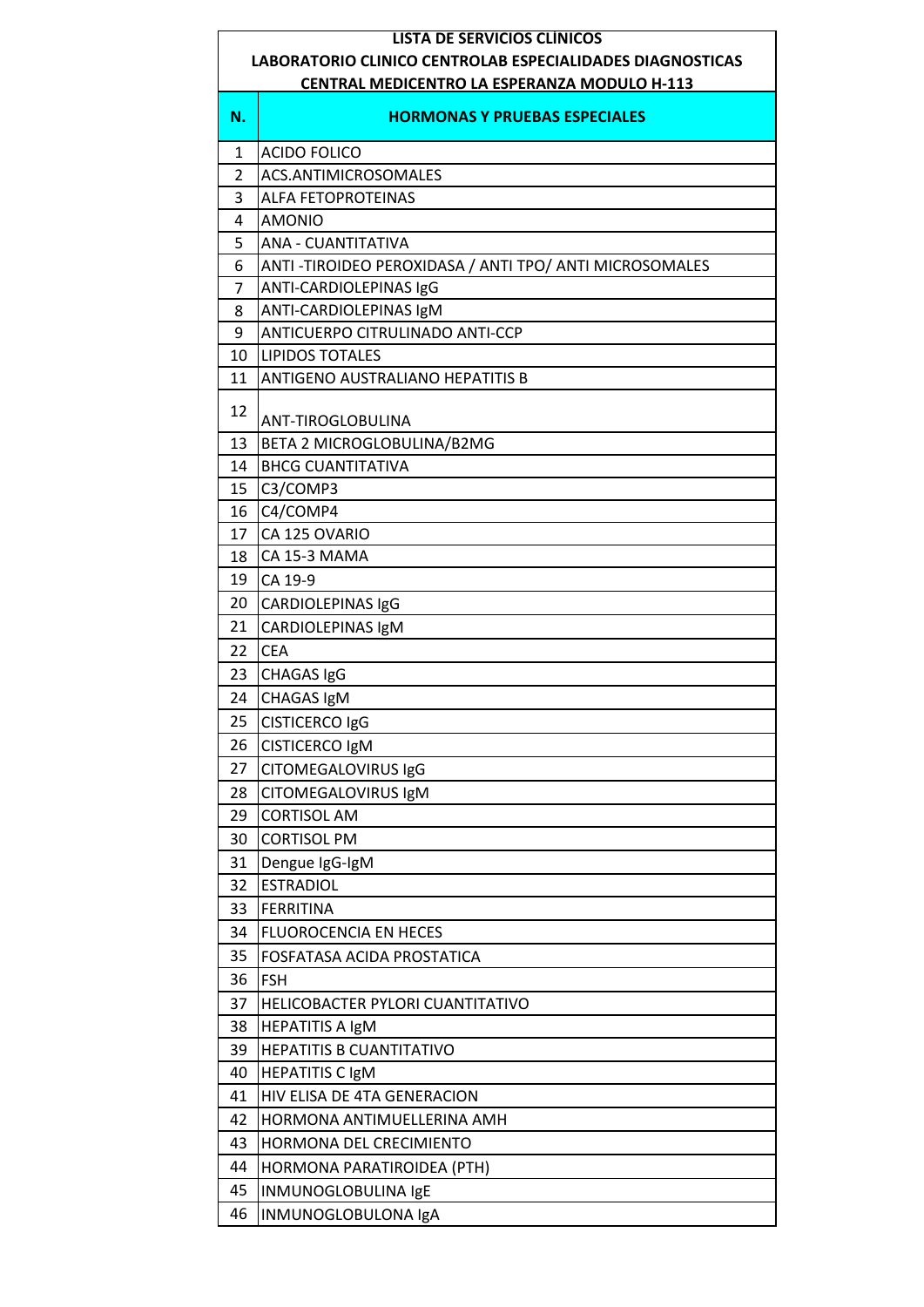**LISTA DE SERVICIOS CLINICOS**

**LABORATORIO CLINICO CENTROLAB ESPECIALIDADES DIAGNOSTICAS**

**CENTRAL MEDICENTRO LA ESPERANZA MODULO H-113**

| N. | HORMONAS Y PRUEBAS ESPECIALES |
|---|---|
| 1 | ACIDO FOLICO |
| 2 | ACS.ANTIMICROSOMALES |
| 3 | ALFA FETOPROTEINAS |
| 4 | AMONIO |
| 5 | ANA - CUANTITATIVA |
| 6 | ANTI -TIROIDEO PEROXIDASA / ANTI TPO/ ANTI MICROSOMALES |
| 7 | ANTI-CARDIOLEPINAS IgG |
| 8 | ANTI-CARDIOLEPINAS IgM |
| 9 | ANTICUERPO CITRULINADO ANTI-CCP |
| 10 | LIPIDOS TOTALES |
| 11 | ANTIGENO AUSTRALIANO HEPATITIS B |
| 12 | ANT-TIROGLOBULINA |
| 13 | BETA 2 MICROGLOBULINA/B2MG |
| 14 | BHCG CUANTITATIVA |
| 15 | C3/COMP3 |
| 16 | C4/COMP4 |
| 17 | CA 125 OVARIO |
| 18 | CA 15-3 MAMA |
| 19 | CA 19-9 |
| 20 | CARDIOLEPINAS IgG |
| 21 | CARDIOLEPINAS IgM |
| 22 | CEA |
| 23 | CHAGAS IgG |
| 24 | CHAGAS IgM |
| 25 | CISTICERCO IgG |
| 26 | CISTICERCO IgM |
| 27 | CITOMEGALOVIRUS IgG |
| 28 | CITOMEGALOVIRUS IgM |
| 29 | CORTISOL AM |
| 30 | CORTISOL PM |
| 31 | Dengue IgG-IgM |
| 32 | ESTRADIOL |
| 33 | FERRITINA |
| 34 | FLUOROCENCIA EN HECES |
| 35 | FOSFATASA ACIDA PROSTATICA |
| 36 | FSH |
| 37 | HELICOBACTER PYLORI CUANTITATIVO |
| 38 | HEPATITIS A IgM |
| 39 | HEPATITIS B CUANTITATIVO |
| 40 | HEPATITIS C IgM |
| 41 | HIV ELISA DE 4TA GENERACION |
| 42 | HORMONA ANTIMUELLERINA AMH |
| 43 | HORMONA DEL CRECIMIENTO |
| 44 | HORMONA PARATIROIDEA (PTH) |
| 45 | INMUNOGLOBULINA IgE |
| 46 | INMUNOGLOBULONA IgA |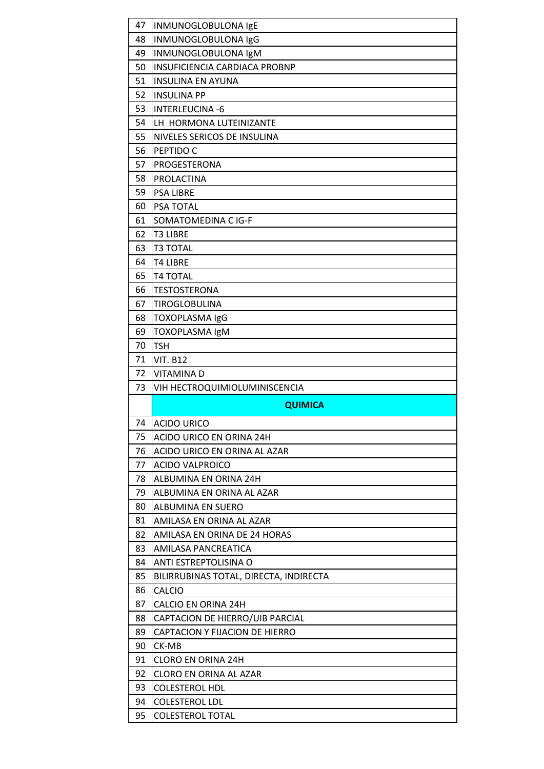| | |
|---|---|
| 47 | INMUNOGLOBULONA IgE |
| 48 | INMUNOGLOBULONA IgG |
| 49 | INMUNOGLOBULONA IgM |
| 50 | INSUFICIENCIA CARDIACA PROBNP |
| 51 | INSULINA EN AYUNA |
| 52 | INSULINA PP |
| 53 | INTERLEUCINA -6 |
| 54 | LH HORMONA LUTEINIZANTE |
| 55 | NIVELES SERICOS DE INSULINA |
| 56 | PEPTIDO C |
| 57 | PROGESTERONA |
| 58 | PROLACTINA |
| 59 | PSA LIBRE |
| 60 | PSA TOTAL |
| 61 | SOMATOMEDINA C IG-F |
| 62 | T3 LIBRE |
| 63 | T3 TOTAL |
| 64 | T4 LIBRE |
| 65 | T4 TOTAL |
| 66 | TESTOSTERONA |
| 67 | TIROGLOBULINA |
| 68 | TOXOPLASMA IgG |
| 69 | TOXOPLASMA IgM |
| 70 | TSH |
| 71 | VIT. B12 |
| 72 | VITAMINA D |
| 73 | VIH HECTROQUIMIOLUMINISCENCIA |
| | **QUIMICA** |
| 74 | ACIDO URICO |
| 75 | ACIDO URICO EN ORINA 24H |
| 76 | ACIDO URICO EN ORINA AL AZAR |
| 77 | ACIDO VALPROICO |
| 78 | ALBUMINA EN ORINA 24H |
| 79 | ALBUMINA EN ORINA AL AZAR |
| 80 | ALBUMINA EN SUERO |
| 81 | AMILASA EN ORINA AL AZAR |
| 82 | AMILASA EN ORINA DE 24 HORAS |
| 83 | AMILASA PANCREATICA |
| 84 | ANTI ESTREPTOLISINA O |
| 85 | BILIRRUBINAS TOTAL, DIRECTA, INDIRECTA |
| 86 | CALCIO |
| 87 | CALCIO EN ORINA 24H |
| 88 | CAPTACION DE HIERRO/UIB PARCIAL |
| 89 | CAPTACION Y FIJACION DE HIERRO |
| 90 | CK-MB |
| 91 | CLORO EN ORINA 24H |
| 92 | CLORO EN ORINA AL AZAR |
| 93 | COLESTEROL HDL |
| 94 | COLESTEROL LDL |
| 95 | COLESTEROL TOTAL |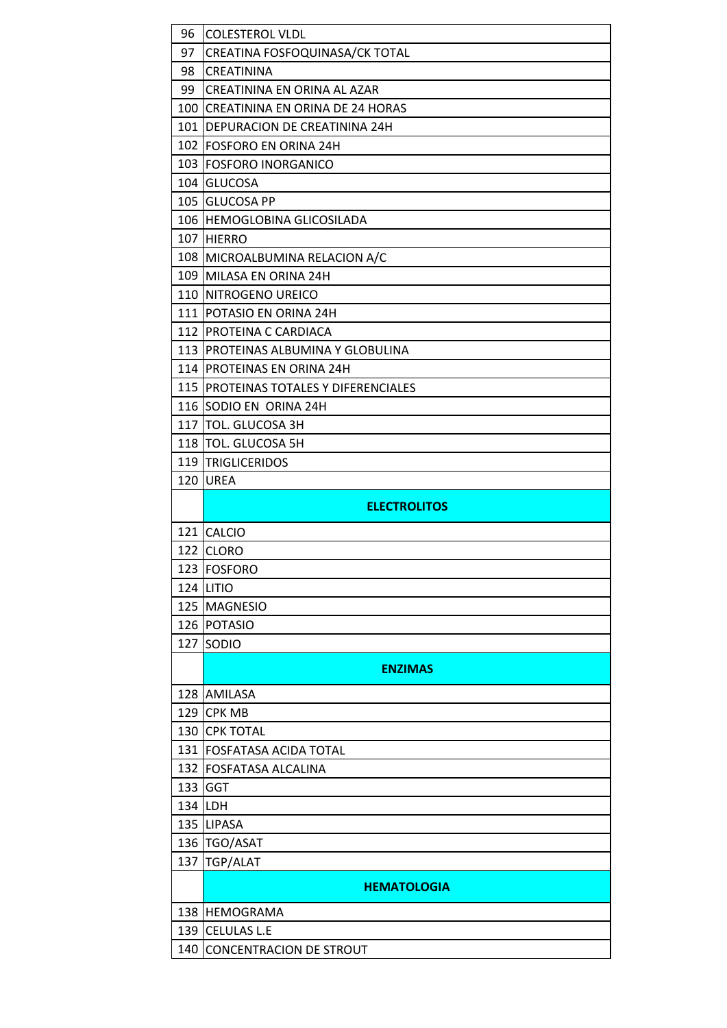| | |
|---|---|
| 96 | COLESTEROL VLDL |
| 97 | CREATINA FOSFOQUINASA/CK TOTAL |
| 98 | CREATININA |
| 99 | CREATININA EN ORINA AL AZAR |
| 100 | CREATININA EN ORINA DE 24 HORAS |
| 101 | DEPURACION DE CREATININA 24H |
| 102 | FOSFORO EN ORINA 24H |
| 103 | FOSFORO INORGANICO |
| 104 | GLUCOSA |
| 105 | GLUCOSA PP |
| 106 | HEMOGLOBINA GLICOSILADA |
| 107 | HIERRO |
| 108 | MICROALBUMINA RELACION A/C |
| 109 | MILASA EN ORINA 24H |
| 110 | NITROGENO UREICO |
| 111 | POTASIO EN ORINA 24H |
| 112 | PROTEINA C CARDIACA |
| 113 | PROTEINAS ALBUMINA Y GLOBULINA |
| 114 | PROTEINAS EN ORINA 24H |
| 115 | PROTEINAS TOTALES Y DIFERENCIALES |
| 116 | SODIO EN ORINA 24H |
| 117 | TOL. GLUCOSA 3H |
| 118 | TOL. GLUCOSA 5H |
| 119 | TRIGLICERIDOS |
| 120 | UREA |
| | **ELECTROLITOS** |
| 121 | CALCIO |
| 122 | CLORO |
| 123 | FOSFORO |
| 124 | LITIO |
| 125 | MAGNESIO |
| 126 | POTASIO |
| 127 | SODIO |
| | **ENZIMAS** |
| 128 | AMILASA |
| 129 | CPK MB |
| 130 | CPK TOTAL |
| 131 | FOSFATASA ACIDA TOTAL |
| 132 | FOSFATASA ALCALINA |
| 133 | GGT |
| 134 | LDH |
| 135 | LIPASA |
| 136 | TGO/ASAT |
| 137 | TGP/ALAT |
| | **HEMATOLOGIA** |
| 138 | HEMOGRAMA |
| 139 | CELULAS L.E |
| 140 | CONCENTRACION DE STROUT |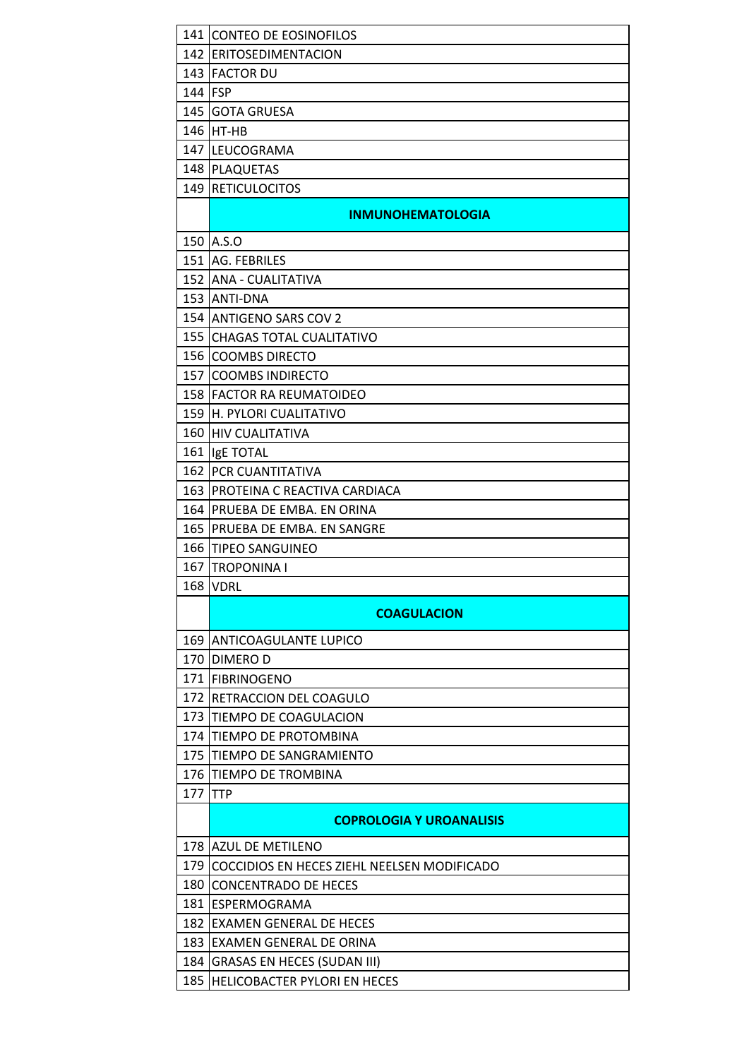| | |
|---|---|
| 141 | CONTEO DE EOSINOFILOS |
| 142 | ERITOSEDIMENTACION |
| 143 | FACTOR DU |
| 144 | FSP |
| 145 | GOTA GRUESA |
| 146 | HT-HB |
| 147 | LEUCOGRAMA |
| 148 | PLAQUETAS |
| 149 | RETICULOCITOS |
| | **INMUNOHEMATOLOGIA** |
| 150 | A.S.O |
| 151 | AG. FEBRILES |
| 152 | ANA - CUALITATIVA |
| 153 | ANTI-DNA |
| 154 | ANTIGENO SARS COV 2 |
| 155 | CHAGAS TOTAL CUALITATIVO |
| 156 | COOMBS DIRECTO |
| 157 | COOMBS INDIRECTO |
| 158 | FACTOR RA REUMATOIDEO |
| 159 | H. PYLORI CUALITATIVO |
| 160 | HIV CUALITATIVA |
| 161 | IgE TOTAL |
| 162 | PCR CUANTITATIVA |
| 163 | PROTEINA C REACTIVA CARDIACA |
| 164 | PRUEBA DE EMBA. EN ORINA |
| 165 | PRUEBA DE EMBA. EN SANGRE |
| 166 | TIPEO SANGUINEO |
| 167 | TROPONINA I |
| 168 | VDRL |
| | **COAGULACION** |
| 169 | ANTICOAGULANTE LUPICO |
| 170 | DIMERO D |
| 171 | FIBRINOGENO |
| 172 | RETRACCION DEL COAGULO |
| 173 | TIEMPO DE COAGULACION |
| 174 | TIEMPO DE PROTOMBINA |
| 175 | TIEMPO DE SANGRAMIENTO |
| 176 | TIEMPO DE TROMBINA |
| 177 | TTP |
| | **COPROLOGIA Y UROANALISIS** |
| 178 | AZUL DE METILENO |
| 179 | COCCIDIOS EN HECES ZIEHL NEELSEN MODIFICADO |
| 180 | CONCENTRADO DE HECES |
| 181 | ESPERMOGRAMA |
| 182 | EXAMEN GENERAL DE HECES |
| 183 | EXAMEN GENERAL DE ORINA |
| 184 | GRASAS EN HECES (SUDAN III) |
| 185 | HELICOBACTER PYLORI EN HECES |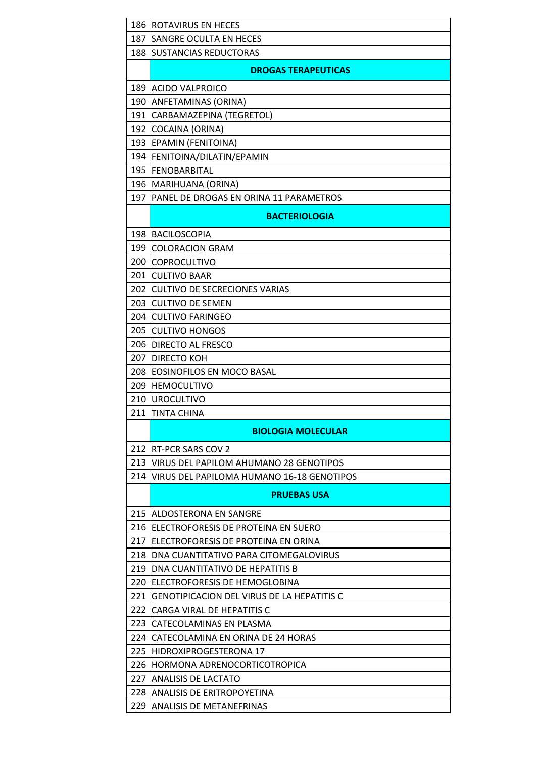| | |
|---|---|
| 186 | ROTAVIRUS EN HECES |
| 187 | SANGRE OCULTA EN HECES |
| 188 | SUSTANCIAS REDUCTORAS |
| | **DROGAS TERAPEUTICAS** |
| 189 | ACIDO VALPROICO |
| 190 | ANFETAMINAS (ORINA) |
| 191 | CARBAMAZEPINA (TEGRETOL) |
| 192 | COCAINA (ORINA) |
| 193 | EPAMIN (FENITOINA) |
| 194 | FENITOINA/DILATIN/EPAMIN |
| 195 | FENOBARBITAL |
| 196 | MARIHUANA (ORINA) |
| 197 | PANEL DE DROGAS EN ORINA 11 PARAMETROS |
| | **BACTERIOLOGIA** |
| 198 | BACILOSCOPIA |
| 199 | COLORACION GRAM |
| 200 | COPROCULTIVO |
| 201 | CULTIVO BAAR |
| 202 | CULTIVO DE SECRECIONES VARIAS |
| 203 | CULTIVO DE SEMEN |
| 204 | CULTIVO FARINGEO |
| 205 | CULTIVO HONGOS |
| 206 | DIRECTO AL FRESCO |
| 207 | DIRECTO KOH |
| 208 | EOSINOFILOS EN MOCO BASAL |
| 209 | HEMOCULTIVO |
| 210 | UROCULTIVO |
| 211 | TINTA CHINA |
| | **BIOLOGIA MOLECULAR** |
| 212 | RT-PCR SARS COV 2 |
| 213 | VIRUS DEL PAPILOM AHUMANO 28 GENOTIPOS |
| 214 | VIRUS DEL PAPILOMA HUMANO 16-18 GENOTIPOS |
| | **PRUEBAS USA** |
| 215 | ALDOSTERONA EN SANGRE |
| 216 | ELECTROFORESIS DE PROTEINA EN SUERO |
| 217 | ELECTROFORESIS DE PROTEINA EN ORINA |
| 218 | DNA CUANTITATIVO PARA CITOMEGALOVIRUS |
| 219 | DNA CUANTITATIVO DE HEPATITIS B |
| 220 | ELECTROFORESIS DE HEMOGLOBINA |
| 221 | GENOTIPICACION DEL VIRUS DE LA HEPATITIS C |
| 222 | CARGA VIRAL DE HEPATITIS C |
| 223 | CATECOLAMINAS EN PLASMA |
| 224 | CATECOLAMINA EN ORINA DE 24 HORAS |
| 225 | HIDROXIPROGESTERONA 17 |
| 226 | HORMONA ADRENOCORTICOTROPICA |
| 227 | ANALISIS DE LACTATO |
| 228 | ANALISIS DE ERITROPOYETINA |
| 229 | ANALISIS DE METANEFRINAS |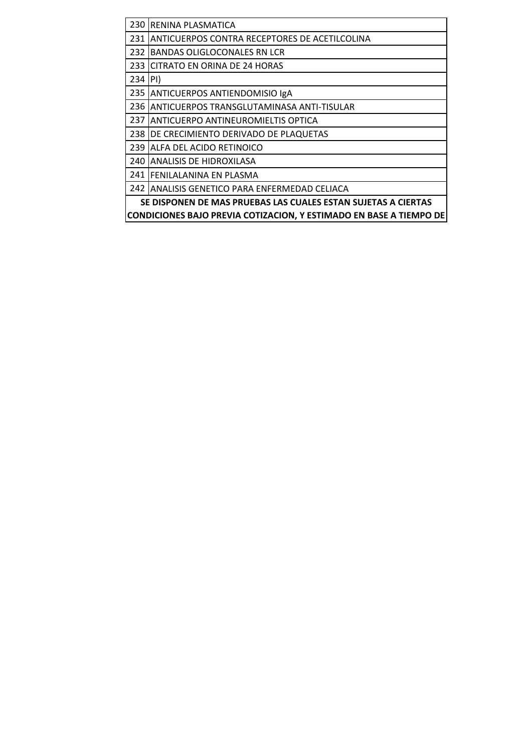| | |
|---|---|
| 230 | RENINA PLASMATICA |
| 231 | ANTICUERPOS CONTRA RECEPTORES DE ACETILCOLINA |
| 232 | BANDAS OLIGLOCONALES RN LCR |
| 233 | CITRATO EN ORINA DE 24 HORAS |
| 234 | PI) |
| 235 | ANTICUERPOS ANTIENDOMISIO IgA |
| 236 | ANTICUERPOS TRANSGLUTAMINASA ANTI-TISULAR |
| 237 | ANTICUERPO ANTINEUROMIELTIS OPTICA |
| 238 | DE CRECIMIENTO DERIVADO DE PLAQUETAS |
| 239 | ALFA DEL ACIDO RETINOICO |
| 240 | ANALISIS DE HIDROXILASA |
| 241 | FENILALANINA EN PLASMA |
| 242 | ANALISIS GENETICO PARA ENFERMEDAD CELIACA |

**SE DISPONEN DE MAS PRUEBAS LAS CUALES ESTAN SUJETAS A CIERTAS CONDICIONES BAJO PREVIA COTIZACION, Y ESTIMADO EN BASE A TIEMPO DE**